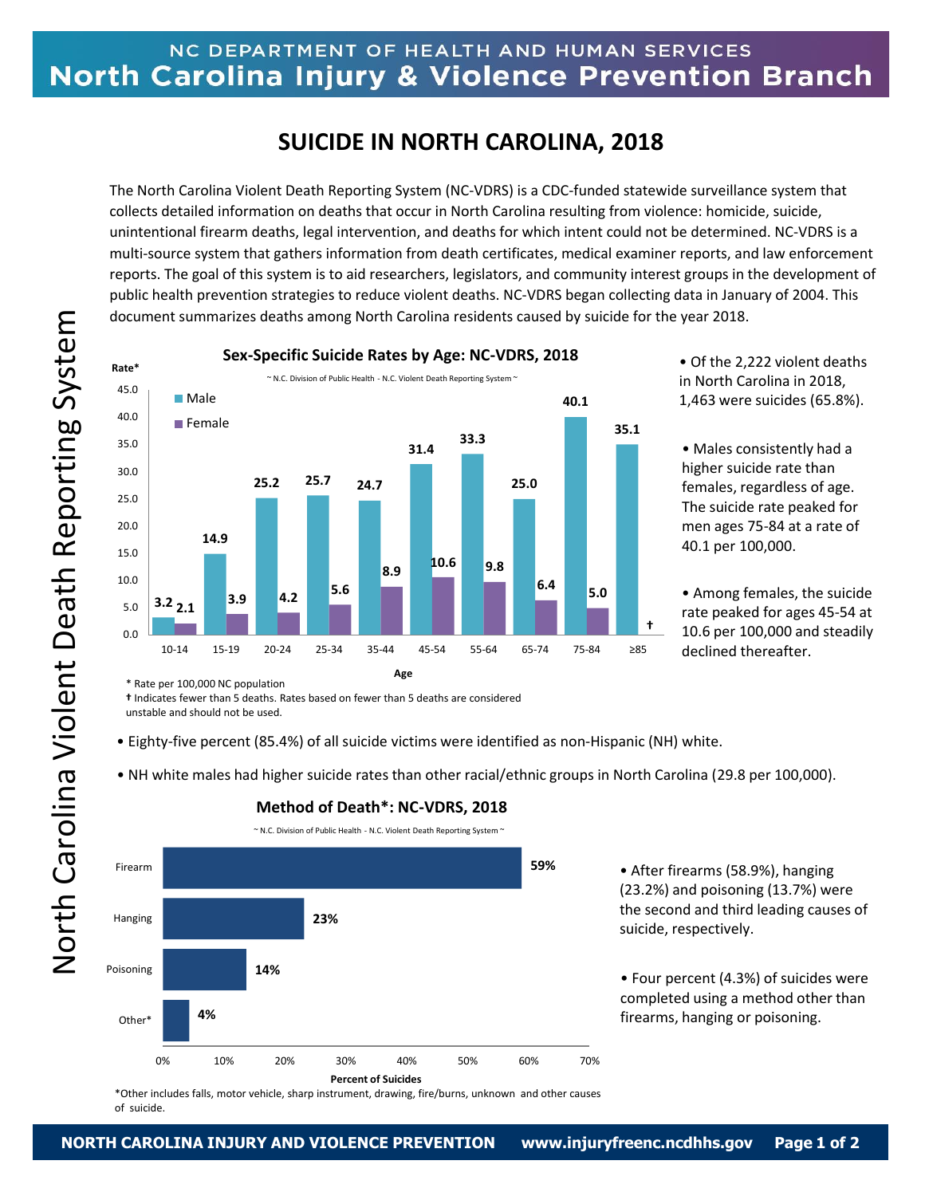NC DEPARTMENT OF HEALTH AND HUMAN SERVICES
**North Carolina Injury & Violence Prevention Branch**

# SUICIDE IN NORTH CAROLINA, 2018

The North Carolina Violent Death Reporting System (NC-VDRS) is a CDC-funded statewide surveillance system that collects detailed information on deaths that occur in North Carolina resulting from violence: homicide, suicide, unintentional firearm deaths, legal intervention, and deaths for which intent could not be determined. NC-VDRS is a multi-source system that gathers information from death certificates, medical examiner reports, and law enforcement reports. The goal of this system is to aid researchers, legislators, and community interest groups in the development of public health prevention strategies to reduce violent deaths. NC-VDRS began collecting data in January of 2004. This document summarizes deaths among North Carolina residents caused by suicide for the year 2018.

**Sex-Specific Suicide Rates by Age: NC-VDRS, 2018**

~ N.C. Division of Public Health - N.C. Violent Death Reporting System ~

| Age | Male (Rate*) | Female (Rate*) |
|---|---|---|
| 10-14 | 3.2 | 2.1 |
| 15-19 | 14.9 | 3.9 |
| 20-24 | 25.2 | 4.2 |
| 25-34 | 25.7 | 5.6 |
| 35-44 | 24.7 | 8.9 |
| 45-54 | 31.4 | 10.6 |
| 55-64 | 33.3 | 9.8 |
| 65-74 | 25.0 | 6.4 |
| 75-84 | 40.1 | 5.0 |
| ≥85 | 35.1 | † |

\* Rate per 100,000 NC population
† Indicates fewer than 5 deaths. Rates based on fewer than 5 deaths are considered unstable and should not be used.

- Of the 2,222 violent deaths in North Carolina in 2018, 1,463 were suicides (65.8%).
- Males consistently had a higher suicide rate than females, regardless of age. The suicide rate peaked for men ages 75-84 at a rate of 40.1 per 100,000.
- Among females, the suicide rate peaked for ages 45-54 at 10.6 per 100,000 and steadily declined thereafter.

- Eighty-five percent (85.4%) of all suicide victims were identified as non-Hispanic (NH) white.
- NH white males had higher suicide rates than other racial/ethnic groups in North Carolina (29.8 per 100,000).

**Method of Death*: NC-VDRS, 2018**

~ N.C. Division of Public Health - N.C. Violent Death Reporting System ~

| Method | Percent of Suicides |
|---|---|
| Firearm | 59% |
| Hanging | 23% |
| Poisoning | 14% |
| Other* | 4% |

*Other includes falls, motor vehicle, sharp instrument, drawing, fire/burns, unknown and other causes of suicide.

- After firearms (58.9%), hanging (23.2%) and poisoning (13.7%) were the second and third leading causes of suicide, respectively.
- Four percent (4.3%) of suicides were completed using a method other than firearms, hanging or poisoning.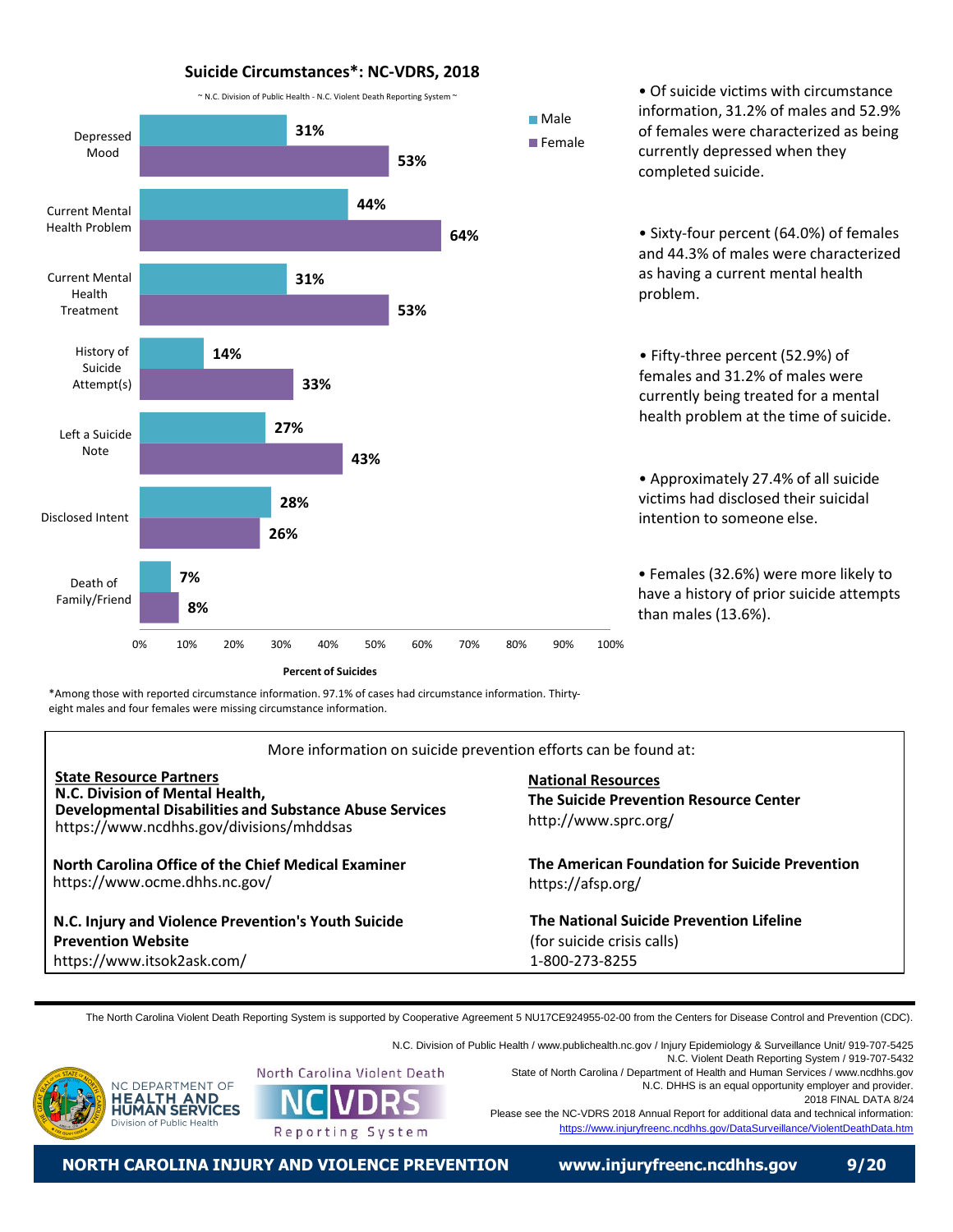## Suicide Circumstances*: NC-VDRS, 2018

~ N.C. Division of Public Health - N.C. Violent Death Reporting System ~

Male
Female

Depressed Mood
31%
53%

Current Mental Health Problem
44%
64%

Current Mental Health Treatment
31%
53%

History of Suicide Attempt(s)
14%
33%

Left a Suicide Note
27%
43%

Disclosed Intent
28%
26%

Death of Family/Friend
7%
8%

0% 10% 20% 30% 40% 50% 60% 70% 80% 90% 100%

Percent of Suicides

*Among those with reported circumstance information. 97.1% of cases had circumstance information. Thirty-eight males and four females were missing circumstance information.

- Of suicide victims with circumstance information, 31.2% of males and 52.9% of females were characterized as being currently depressed when they completed suicide.
- Sixty-four percent (64.0%) of females and 44.3% of males were characterized as having a current mental health problem.
- Fifty-three percent (52.9%) of females and 31.2% of males were currently being treated for a mental health problem at the time of suicide.
- Approximately 27.4% of all suicide victims had disclosed their suicidal intention to someone else.
- Females (32.6%) were more likely to have a history of prior suicide attempts than males (13.6%).

More information on suicide prevention efforts can be found at:

**State Resource Partners**

**N.C. Division of Mental Health, Developmental Disabilities and Substance Abuse Services**
https://www.ncdhhs.gov/divisions/mhddsas

**North Carolina Office of the Chief Medical Examiner**
https://www.ocme.dhhs.nc.gov/

**N.C. Injury and Violence Prevention's Youth Suicide Prevention Website**
https://www.itsok2ask.com/

**National Resources**

**The Suicide Prevention Resource Center**
http://www.sprc.org/

**The American Foundation for Suicide Prevention**
https://afsp.org/

**The National Suicide Prevention Lifeline**
(for suicide crisis calls)
1-800-273-8255

The North Carolina Violent Death Reporting System is supported by Cooperative Agreement 5 NU17CE924955-02-00 from the Centers for Disease Control and Prevention (CDC).

NC DEPARTMENT OF HEALTH AND HUMAN SERVICES Division of Public Health

North Carolina Violent Death NC VDRS Reporting System

N.C. Division of Public Health / www.publichealth.nc.gov / Injury Epidemiology & Surveillance Unit/ 919-707-5425
N.C. Violent Death Reporting System / 919-707-5432
State of North Carolina / Department of Health and Human Services / www.ncdhhs.gov
N.C. DHHS is an equal opportunity employer and provider.
2018 FINAL DATA 8/24
Please see the NC-VDRS 2018 Annual Report for additional data and technical information:
https://www.injuryfreenc.ncdhhs.gov/DataSurveillance/ViolentDeathData.htm

NORTH CAROLINA INJURY AND VIOLENCE PREVENTION www.injuryfreenc.ncdhhs.gov